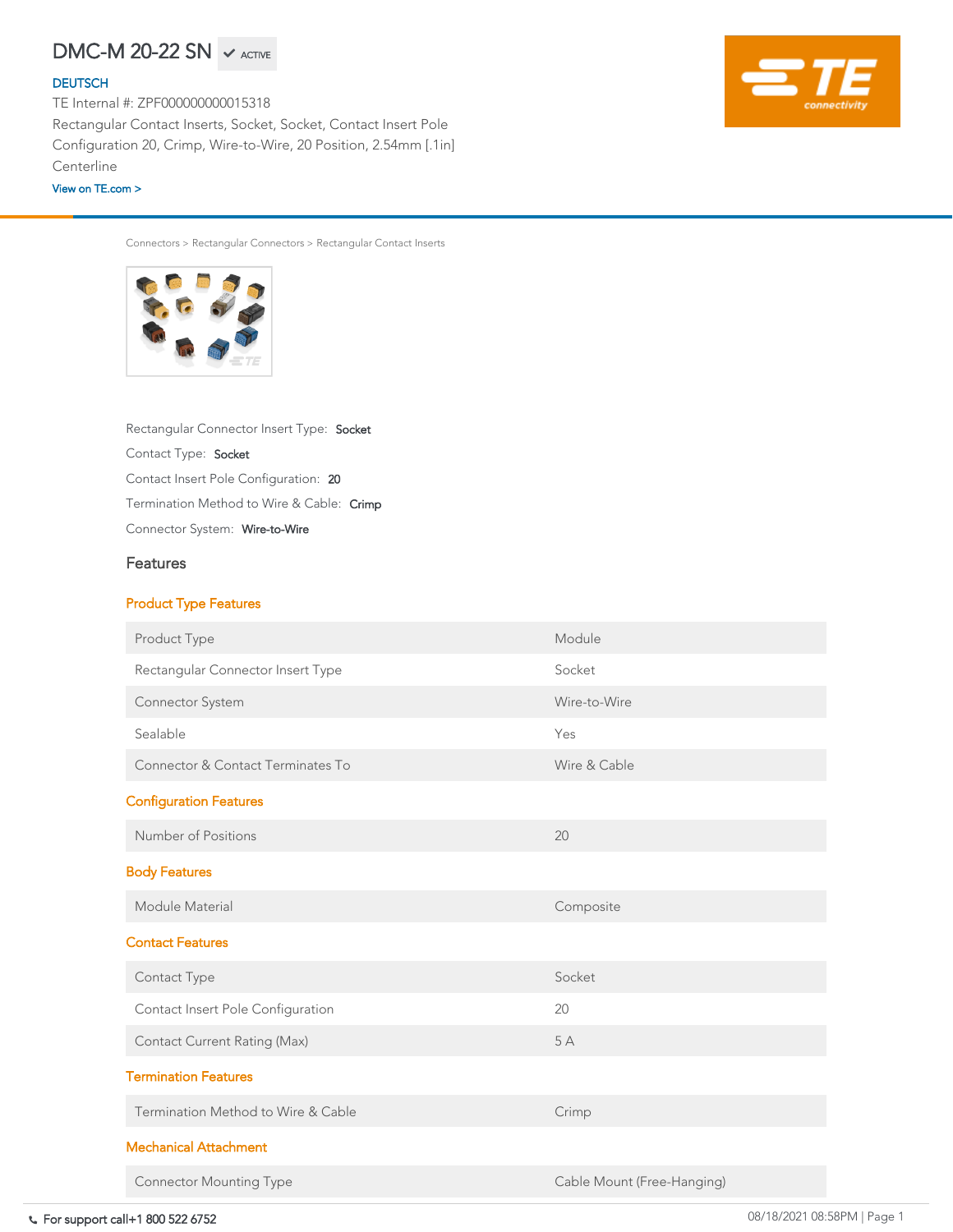# DMC-M 20-22 SN ✔ ACTIVE

DEUTSCH

TE Internal #: ZPF000000000015318

Rectangular Contact Inserts, Socket, Socket, Contact Insert Pole Configuration 20, Crimp, Wire-to-Wire, 20 Position, 2.54mm [.1in] Centerline

View on TE.com >

Connectors > Rectangular Connectors > Rectangular Contact Inserts

Rectangular Connector Insert Type: **Socket**

Contact Type: **Socket**

Contact Insert Pole Configuration: **20**

Termination Method to Wire & Cable: **Crimp**

Connector System: **Wire-to-Wire**

## Features

### Product Type Features

| | |
|---|---|
| Product Type | Module |
| Rectangular Connector Insert Type | Socket |
| Connector System | Wire-to-Wire |
| Sealable | Yes |
| Connector & Contact Terminates To | Wire & Cable |

### Configuration Features

| | |
|---|---|
| Number of Positions | 20 |

### Body Features

| | |
|---|---|
| Module Material | Composite |

### Contact Features

| | |
|---|---|
| Contact Type | Socket |
| Contact Insert Pole Configuration | 20 |
| Contact Current Rating (Max) | 5 A |

### Termination Features

| | |
|---|---|
| Termination Method to Wire & Cable | Crimp |

### Mechanical Attachment

| | |
|---|---|
| Connector Mounting Type | Cable Mount (Free-Hanging) |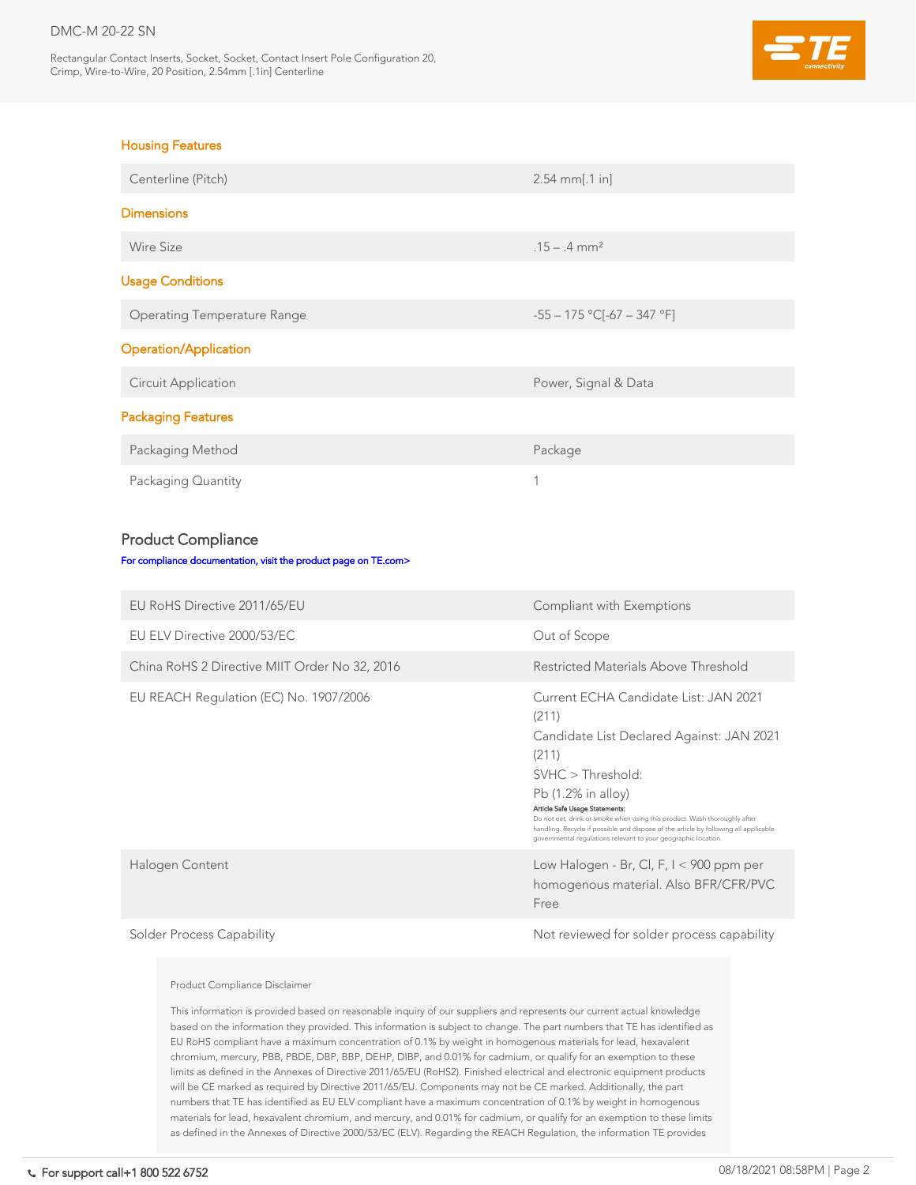### Housing Features

| | |
|---|---|
| Centerline (Pitch) | 2.54 mm[.1 in] |

### Dimensions

| | |
|---|---|
| Wire Size | .15 – .4 mm² |

### Usage Conditions

| | |
|---|---|
| Operating Temperature Range | -55 – 175 °C[-67 – 347 °F] |

### Operation/Application

| | |
|---|---|
| Circuit Application | Power, Signal & Data |

### Packaging Features

| | |
|---|---|
| Packaging Method | Package |
| Packaging Quantity | 1 |

## Product Compliance

For compliance documentation, visit the product page on TE.com>

| | |
|---|---|
| EU RoHS Directive 2011/65/EU | Compliant with Exemptions |
| EU ELV Directive 2000/53/EC | Out of Scope |
| China RoHS 2 Directive MIIT Order No 32, 2016 | Restricted Materials Above Threshold |
| EU REACH Regulation (EC) No. 1907/2006 | Current ECHA Candidate List: JAN 2021 (211)<br>Candidate List Declared Against: JAN 2021 (211)<br>SVHC > Threshold:<br>Pb (1.2% in alloy)<br>**Article Safe Usage Statements:**<br>Do not eat, drink or smoke when using this product. Wash thoroughly after handling. Recycle if possible and dispose of the article by following all applicable governmental regulations relevant to your geographic location. |
| Halogen Content | Low Halogen - Br, Cl, F, I < 900 ppm per homogenous material. Also BFR/CFR/PVC Free |
| Solder Process Capability | Not reviewed for solder process capability |

Product Compliance Disclaimer

This information is provided based on reasonable inquiry of our suppliers and represents our current actual knowledge based on the information they provided. This information is subject to change. The part numbers that TE has identified as EU RoHS compliant have a maximum concentration of 0.1% by weight in homogenous materials for lead, hexavalent chromium, mercury, PBB, PBDE, DBP, BBP, DEHP, DIBP, and 0.01% for cadmium, or qualify for an exemption to these limits as defined in the Annexes of Directive 2011/65/EU (RoHS2). Finished electrical and electronic equipment products will be CE marked as required by Directive 2011/65/EU. Components may not be CE marked. Additionally, the part numbers that TE has identified as EU ELV compliant have a maximum concentration of 0.1% by weight in homogenous materials for lead, hexavalent chromium, and mercury, and 0.01% for cadmium, or qualify for an exemption to these limits as defined in the Annexes of Directive 2000/53/EC (ELV). Regarding the REACH Regulation, the information TE provides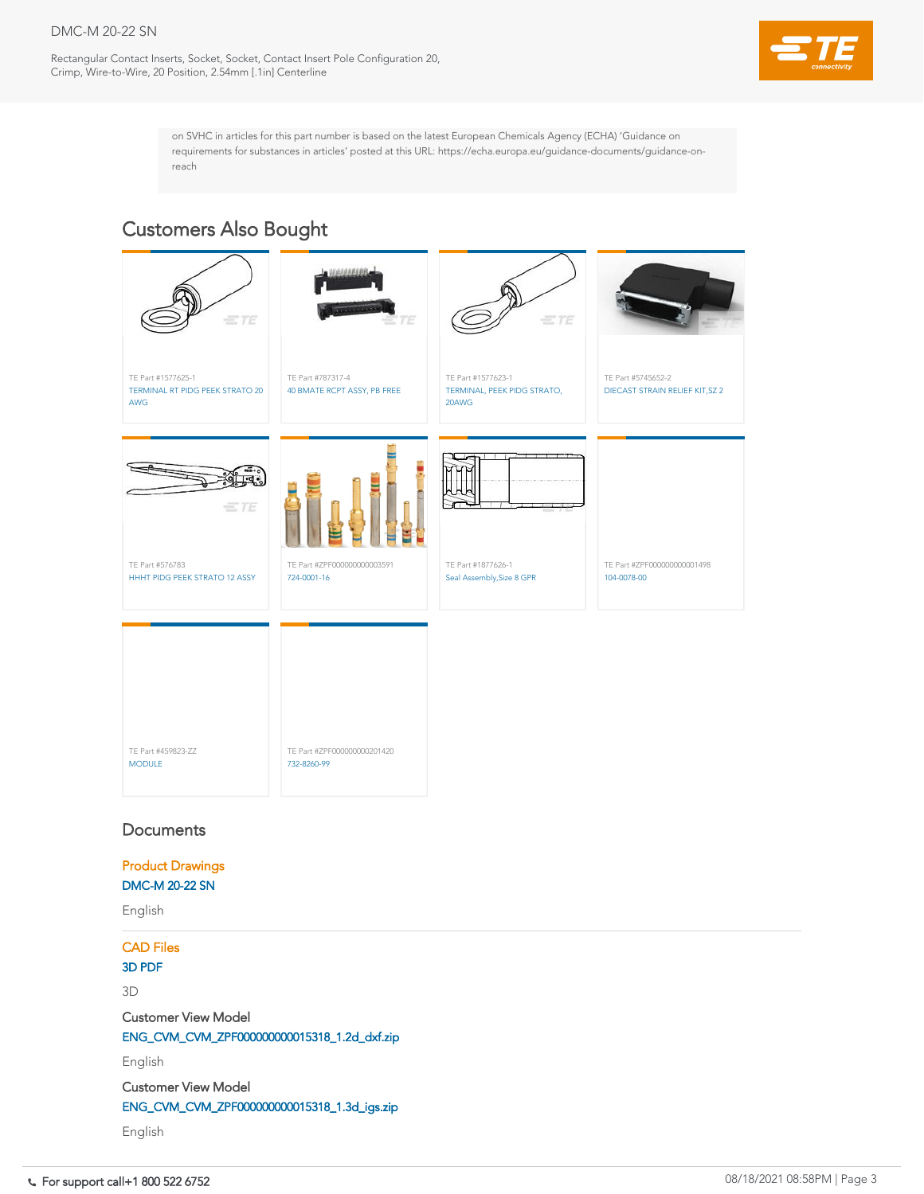on SVHC in articles for this part number is based on the latest European Chemicals Agency (ECHA) 'Guidance on requirements for substances in articles' posted at this URL: https://echa.europa.eu/guidance-documents/guidance-on-reach

## Customers Also Bought

TE Part #1577625-1
TERMINAL RT PIDG PEEK STRATO 20 AWG

TE Part #787317-4
40 BMATE RCPT ASSY, PB FREE

TE Part #1577623-1
TERMINAL, PEEK PIDG STRATO, 20AWG

TE Part #5745652-2
DIECAST STRAIN RELIEF KIT,SZ 2

TE Part #576783
HHHT PIDG PEEK STRATO 12 ASSY

TE Part #ZPF000000000003591
724-0001-16

TE Part #1877626-1
Seal Assembly,Size 8 GPR

TE Part #ZPF000000000001498
104-0078-00

TE Part #459823-ZZ
MODULE

TE Part #ZPF000000000201420
732-8260-99

## Documents

### Product Drawings

DMC-M 20-22 SN

English

### CAD Files

3D PDF

3D

Customer View Model

ENG_CVM_CVM_ZPF000000000015318_1.2d_dxf.zip

English

Customer View Model

ENG_CVM_CVM_ZPF000000000015318_1.3d_igs.zip

English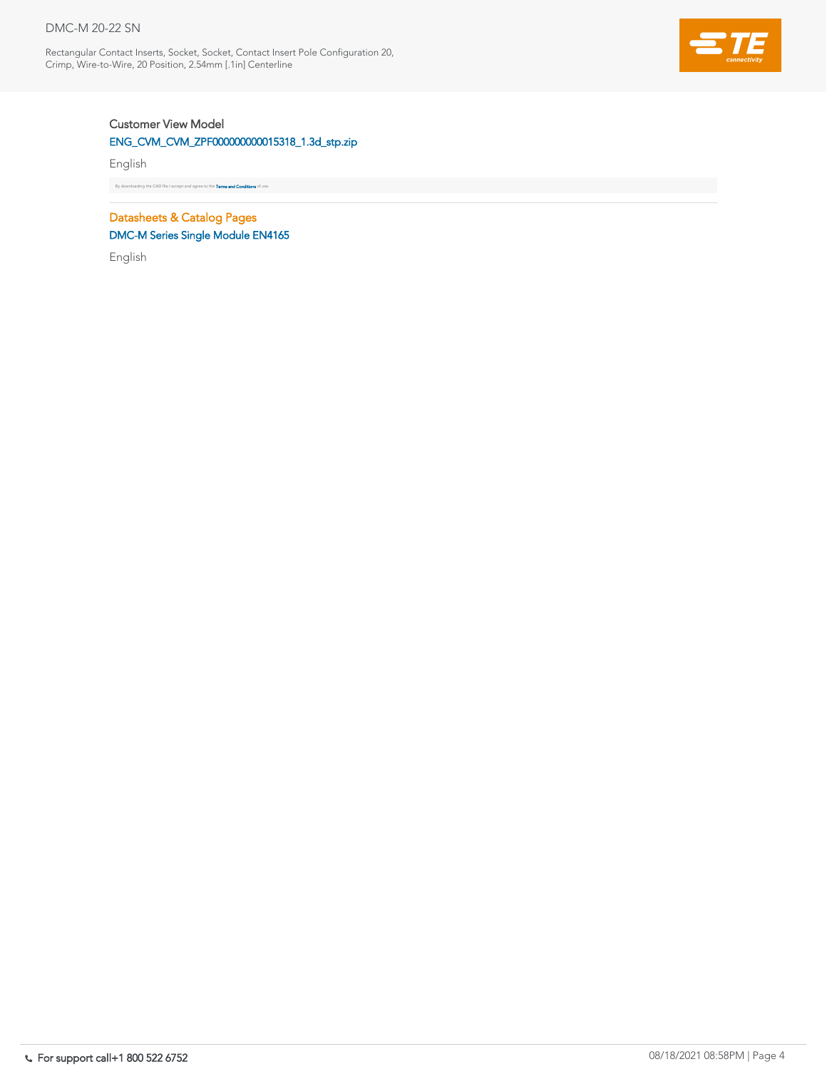Customer View Model

ENG_CVM_CVM_ZPF000000000015318_1.3d_stp.zip

English

By downloading the CAD file I accept and agree to the Terms and Conditions of use.

## Datasheets & Catalog Pages

DMC-M Series Single Module EN4165

English